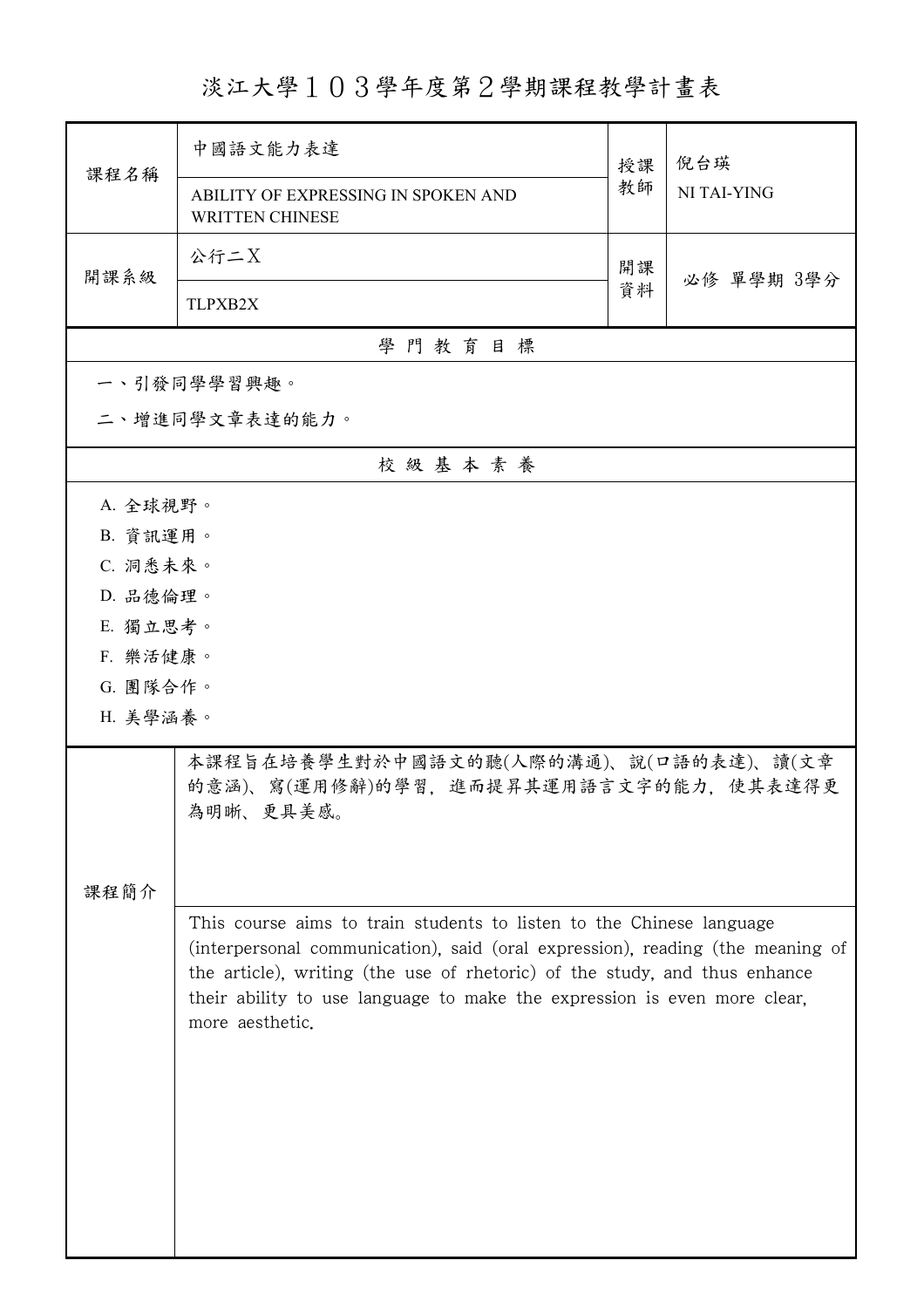# 淡江大學１０３學年度第２學期課程教學計畫表

| 課程名稱 | 中國語文能力表達<br>ABILITY OF EXPRESSING IN SPOKEN AND WRITTEN CHINESE | 授課教師 | 倪台瑛<br>NI TAI-YING |
|---|---|---|---|
| 開課系級 | 公行二X<br>TLPXB2X | 開課資料 | 必修 單學期 3學分 |

## 學 門 教 育 目 標

一、引發同學學習興趣。

二、增進同學文章表達的能力。

## 校 級 基 本 素 養

A. 全球視野。

B. 資訊運用。

C. 洞悉未來。

D. 品德倫理。

E. 獨立思考。

F. 樂活健康。

G. 團隊合作。

H. 美學涵養。

## 課程簡介

本課程旨在培養學生對於中國語文的聽(人際的溝通)、說(口語的表達)、讀(文章的意涵)、寫(運用修辭)的學習，進而提昇其運用語言文字的能力，使其表達得更為明晰、更具美感。

This course aims to train students to listen to the Chinese language (interpersonal communication), said (oral expression), reading (the meaning of the article), writing (the use of rhetoric) of the study, and thus enhance their ability to use language to make the expression is even more clear, more aesthetic.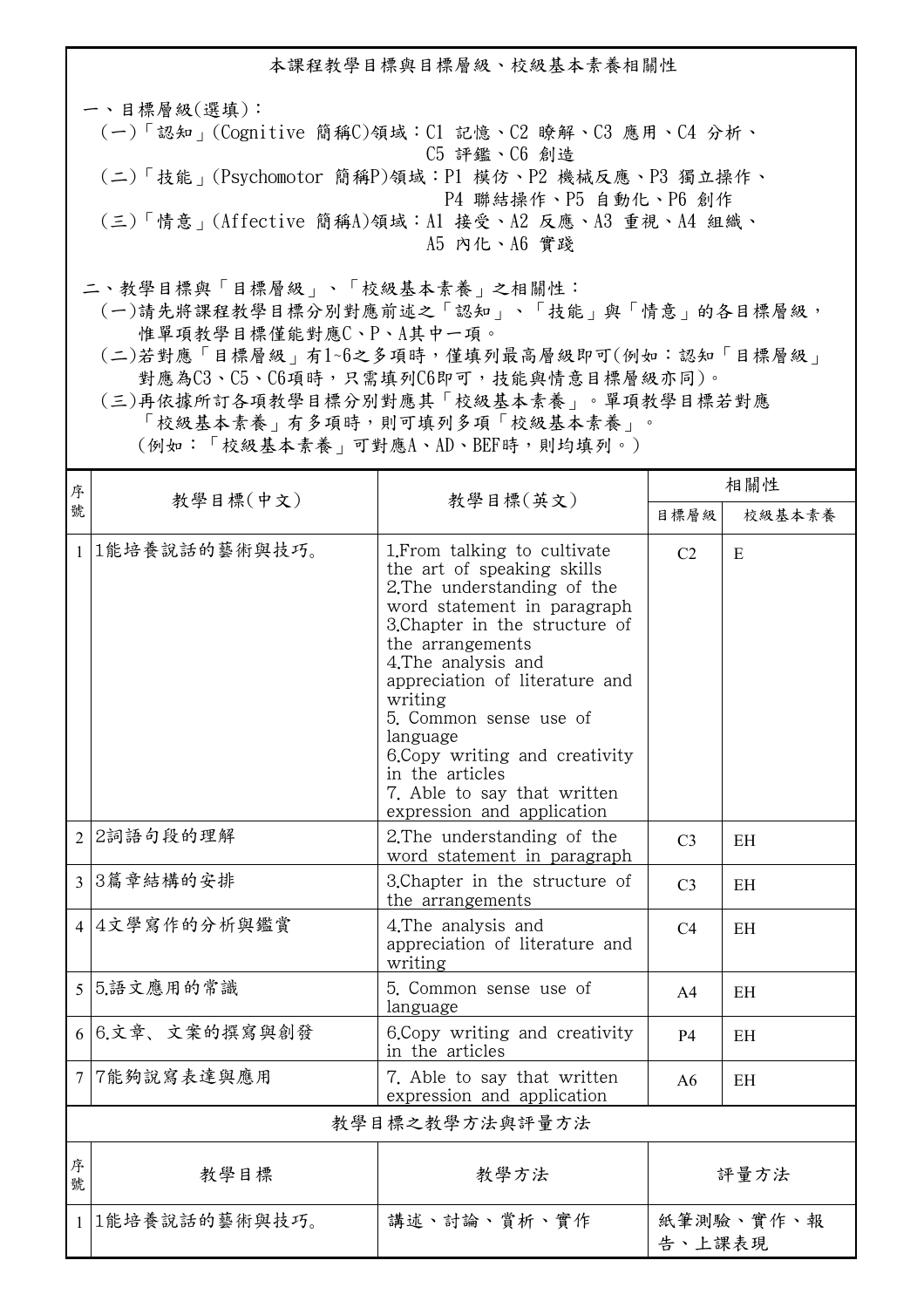## 本課程教學目標與目標層級、校級基本素養相關性

一、目標層級(選填)：

(一)「認知」(Cognitive 簡稱C)領域：C1 記憶、C2 瞭解、C3 應用、C4 分析、C5 評鑑、C6 創造

(二)「技能」(Psychomotor 簡稱P)領域：P1 模仿、P2 機械反應、P3 獨立操作、P4 聯結操作、P5 自動化、P6 創作

(三)「情意」(Affective 簡稱A)領域：A1 接受、A2 反應、A3 重視、A4 組織、A5 內化、A6 實踐

二、教學目標與「目標層級」、「校級基本素養」之相關性：

(一)請先將課程教學目標分別對應前述之「認知」、「技能」與「情意」的各目標層級，惟單項教學目標僅能對應C、P、A其中一項。

(二)若對應「目標層級」有1~6之多項時，僅填列最高層級即可(例如：認知「目標層級」對應為C3、C5、C6項時，只需填列C6即可，技能與情意目標層級亦同)。

(三)再依據所訂各項教學目標分別對應其「校級基本素養」。單項教學目標若對應「校級基本素養」有多項時，則可填列多項「校級基本素養」。(例如：「校級基本素養」可對應A、AD、BEF時，則均填列。)

| 序號 | 教學目標(中文) | 教學目標(英文) | 相關性 | |
|---|---|---|---|---|
| | | | 目標層級 | 校級基本素養 |
| 1 | 1能培養說話的藝術與技巧。 | 1.From talking to cultivate the art of speaking skills<br>2.The understanding of the word statement in paragraph<br>3.Chapter in the structure of the arrangements<br>4.The analysis and appreciation of literature and writing<br>5. Common sense use of language<br>6.Copy writing and creativity in the articles<br>7. Able to say that written expression and application | C2 | E |
| 2 | 2詞語句段的理解 | 2.The understanding of the word statement in paragraph | C3 | EH |
| 3 | 3篇章結構的安排 | 3.Chapter in the structure of the arrangements | C3 | EH |
| 4 | 4文學寫作的分析與鑑賞 | 4.The analysis and appreciation of literature and writing | C4 | EH |
| 5 | 5.語文應用的常識 | 5. Common sense use of language | A4 | EH |
| 6 | 6.文章、文案的撰寫與創發 | 6.Copy writing and creativity in the articles | P4 | EH |
| 7 | 7能夠說寫表達與應用 | 7. Able to say that written expression and application | A6 | EH |

## 教學目標之教學方法與評量方法

| 序號 | 教學目標 | 教學方法 | 評量方法 |
|---|---|---|---|
| 1 | 1能培養說話的藝術與技巧。 | 講述、討論、賞析、實作 | 紙筆測驗、實作、報告、上課表現 |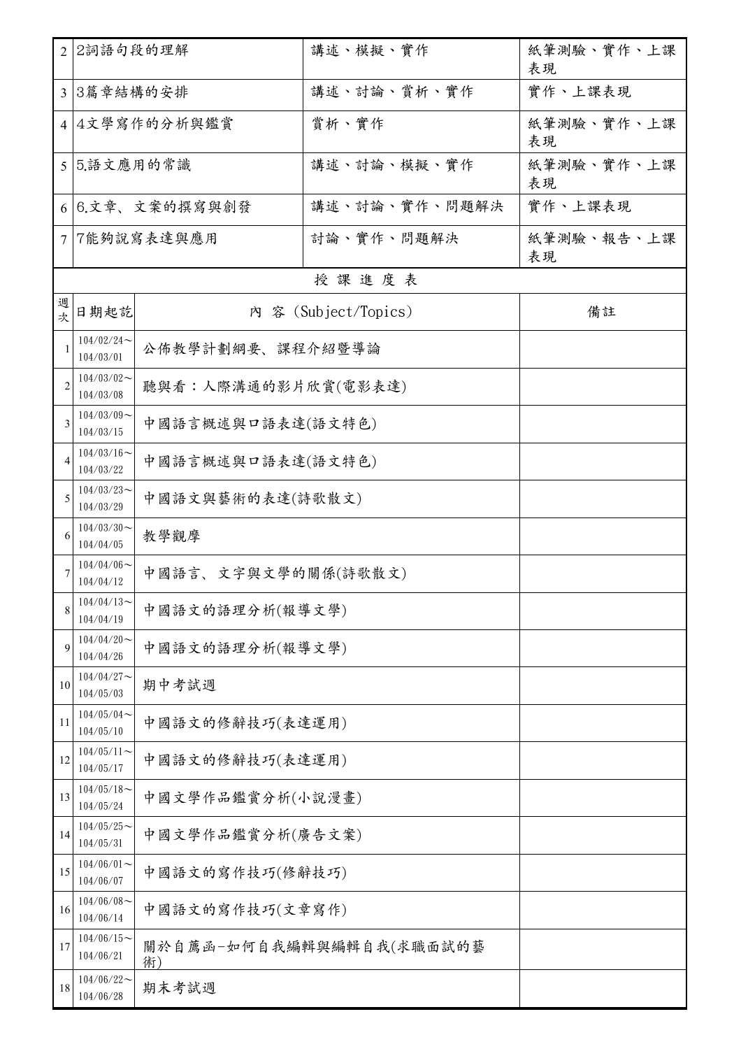| | | | |
|---|---|---|---|
| 2 | 2詞語句段的理解 | 講述、模擬、實作 | 紙筆測驗、實作、上課表現 |
| 3 | 3篇章結構的安排 | 講述、討論、賞析、實作 | 實作、上課表現 |
| 4 | 4文學寫作的分析與鑑賞 | 賞析、實作 | 紙筆測驗、實作、上課表現 |
| 5 | 5.語文應用的常識 | 講述、討論、模擬、實作 | 紙筆測驗、實作、上課表現 |
| 6 | 6.文章、文案的撰寫與創發 | 講述、討論、實作、問題解決 | 實作、上課表現 |
| 7 | 7能夠說寫表達與應用 | 討論、實作、問題解決 | 紙筆測驗、報告、上課表現 |

授 課 進 度 表

| 週次 | 日期起訖 | 內 容 (Subject/Topics) | 備註 |
|---|---|---|---|
| 1 | 104/02/24～104/03/01 | 公佈教學計劃綱要、課程介紹暨導論 | |
| 2 | 104/03/02～104/03/08 | 聽與看：人際溝通的影片欣賞(電影表達) | |
| 3 | 104/03/09～104/03/15 | 中國語言概述與口語表達(語文特色) | |
| 4 | 104/03/16～104/03/22 | 中國語言概述與口語表達(語文特色) | |
| 5 | 104/03/23～104/03/29 | 中國語文與藝術的表達(詩歌散文) | |
| 6 | 104/03/30～104/04/05 | 教學觀摩 | |
| 7 | 104/04/06～104/04/12 | 中國語言、文字與文學的關係(詩歌散文) | |
| 8 | 104/04/13～104/04/19 | 中國語文的語理分析(報導文學) | |
| 9 | 104/04/20～104/04/26 | 中國語文的語理分析(報導文學) | |
| 10 | 104/04/27～104/05/03 | 期中考試週 | |
| 11 | 104/05/04～104/05/10 | 中國語文的修辭技巧(表達運用) | |
| 12 | 104/05/11～104/05/17 | 中國語文的修辭技巧(表達運用) | |
| 13 | 104/05/18～104/05/24 | 中國文學作品鑑賞分析(小說漫畫) | |
| 14 | 104/05/25～104/05/31 | 中國文學作品鑑賞分析(廣告文案) | |
| 15 | 104/06/01～104/06/07 | 中國語文的寫作技巧(修辭技巧) | |
| 16 | 104/06/08～104/06/14 | 中國語文的寫作技巧(文章寫作) | |
| 17 | 104/06/15～104/06/21 | 關於自薦函-如何自我編輯與編輯自我(求職面試的藝術) | |
| 18 | 104/06/22～104/06/28 | 期末考試週 | |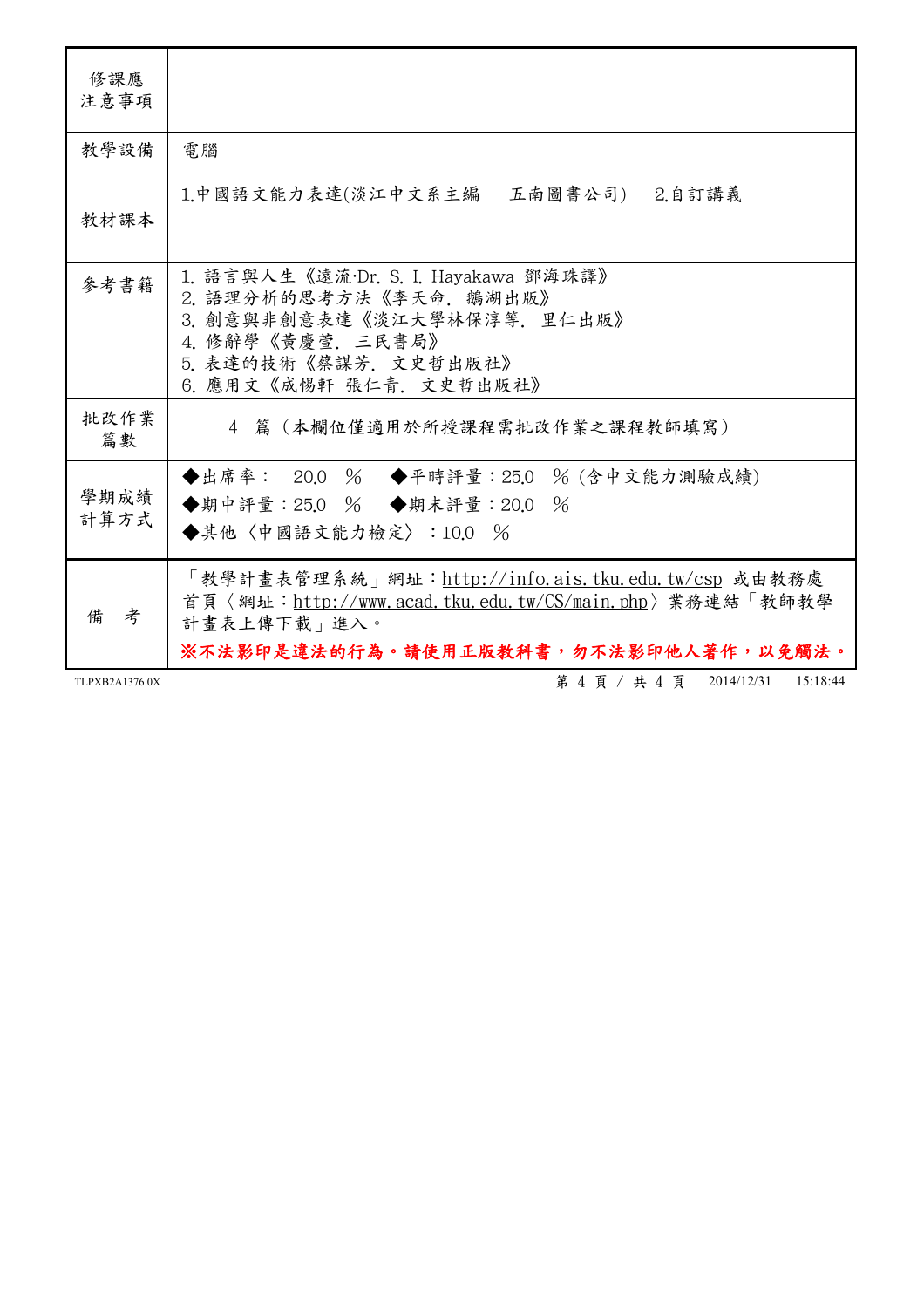| | |
|---|---|
| 修課應注意事項 | |
| 教學設備 | 電腦 |
| 教材課本 | 1.中國語文能力表達(淡江中文系主編　五南圖書公司)　2.自訂講義 |
| 參考書籍 | 1. 語言與人生《遠流·Dr. S. I. Hayakawa 鄧海珠譯》<br>2. 語理分析的思考方法《李天命. 鵝湖出版》<br>3. 創意與非創意表達《淡江大學林保淳等. 里仁出版》<br>4. 修辭學《黃慶萱. 三民書局》<br>5. 表達的技術《蔡謀芳. 文史哲出版社》<br>6. 應用文《成惕軒 張仁青. 文史哲出版社》 |
| 批改作業篇數 | 4　篇（本欄位僅適用於所授課程需批改作業之課程教師填寫） |
| 學期成績計算方式 | ◆出席率：　20.0　%　◆平時評量：25.0　%（含中文能力測驗成績）<br>◆期中評量：25.0　%　◆期末評量：20.0　%<br>◆其他〈中國語文能力檢定〉：10.0　% |
| 備　考 | 「教學計畫表管理系統」網址：http://info.ais.tku.edu.tw/csp 或由教務處首頁〈網址：http://www.acad.tku.edu.tw/CS/main.php〉業務連結「教師教學計畫表上傳下載」進入。<br>**※不法影印是違法的行為。請使用正版教科書，勿不法影印他人著作，以免觸法。** |

TLPXB2A1376 0X　　2014/12/31　15:18:44